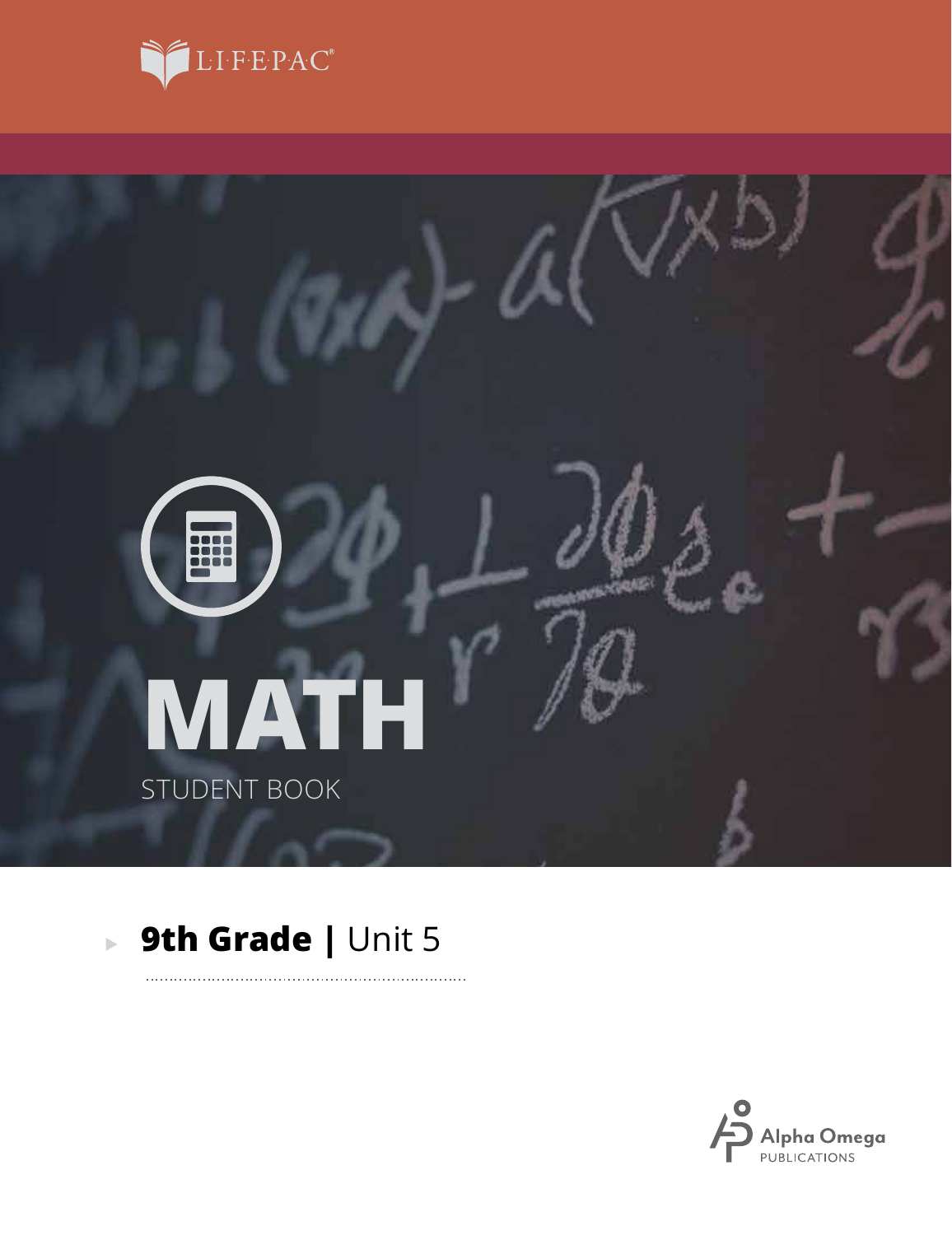LIFEPAC®

# MATH

STUDENT BOOK

## 9th Grade | Unit 5

Alpha Omega PUBLICATIONS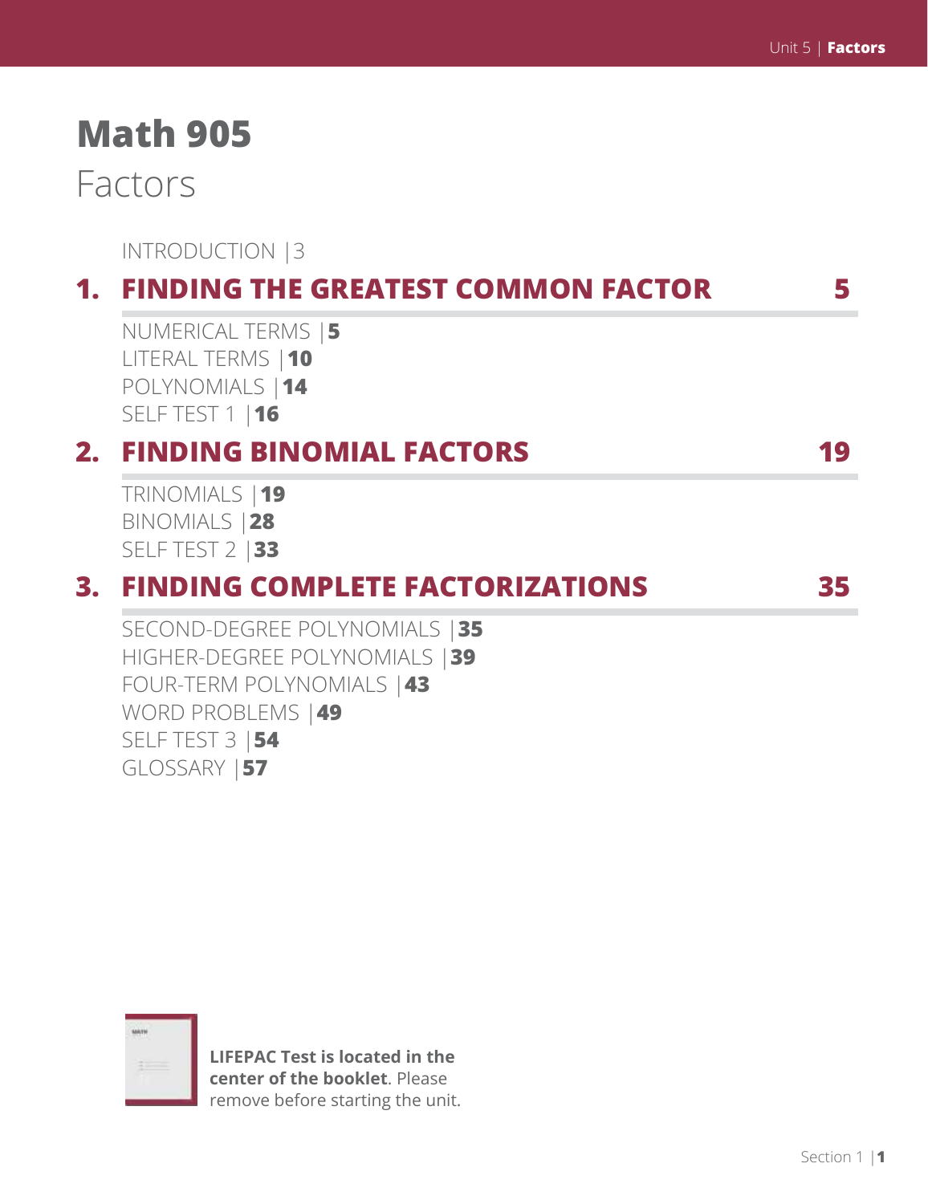# Math 905

## Factors

INTRODUCTION |3

## 1. FINDING THE GREATEST COMMON FACTOR 5

NUMERICAL TERMS |**5**
LITERAL TERMS |**10**
POLYNOMIALS |**14**
SELF TEST 1 |**16**

## 2. FINDING BINOMIAL FACTORS 19

TRINOMIALS |**19**
BINOMIALS |**28**
SELF TEST 2 |**33**

## 3. FINDING COMPLETE FACTORIZATIONS 35

SECOND-DEGREE POLYNOMIALS |**35**
HIGHER-DEGREE POLYNOMIALS |**39**
FOUR-TERM POLYNOMIALS |**43**
WORD PROBLEMS |**49**
SELF TEST 3 |**54**
GLOSSARY |**57**

**LIFEPAC Test is located in the center of the booklet**. Please remove before starting the unit.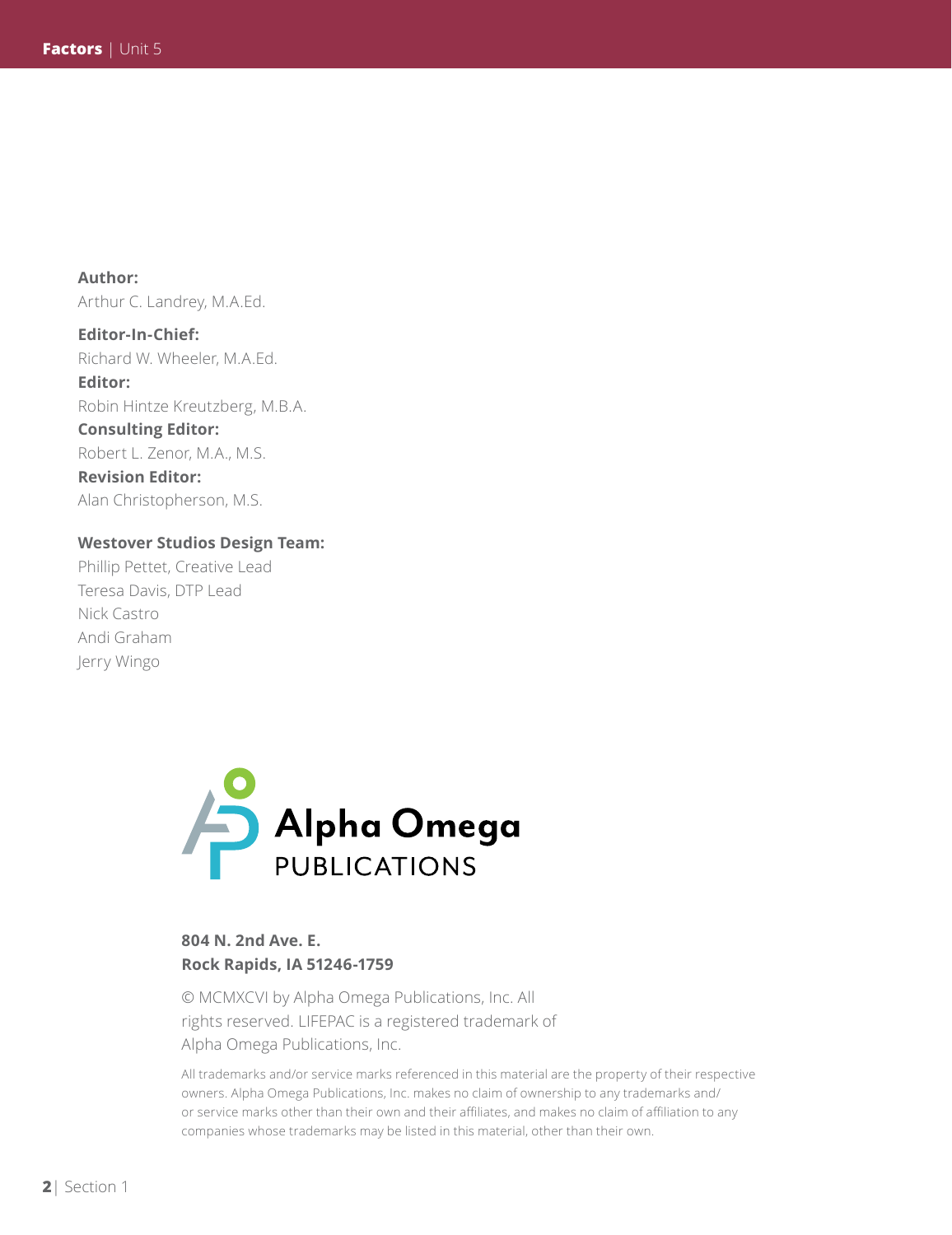**Author:**
Arthur C. Landrey, M.A.Ed.

**Editor-In-Chief:**
Richard W. Wheeler, M.A.Ed.

**Editor:**
Robin Hintze Kreutzberg, M.B.A.

**Consulting Editor:**
Robert L. Zenor, M.A., M.S.

**Revision Editor:**
Alan Christopherson, M.S.

**Westover Studios Design Team:**
Phillip Pettet, Creative Lead
Teresa Davis, DTP Lead
Nick Castro
Andi Graham
Jerry Wingo

Alpha Omega PUBLICATIONS

**804 N. 2nd Ave. E.**
**Rock Rapids, IA 51246-1759**

© MCMXCVI by Alpha Omega Publications, Inc. All rights reserved. LIFEPAC is a registered trademark of Alpha Omega Publications, Inc.

All trademarks and/or service marks referenced in this material are the property of their respective owners. Alpha Omega Publications, Inc. makes no claim of ownership to any trademarks and/or service marks other than their own and their affiliates, and makes no claim of affiliation to any companies whose trademarks may be listed in this material, other than their own.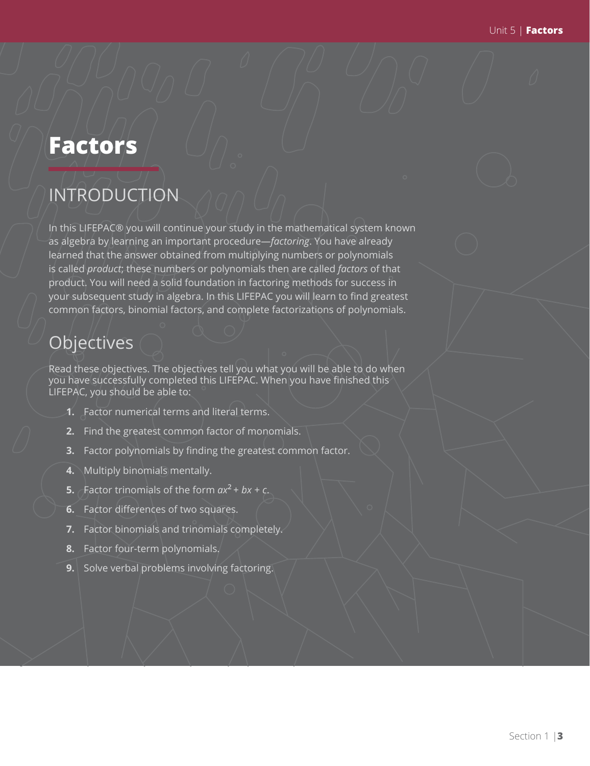# Factors

## INTRODUCTION

In this LIFEPAC® you will continue your study in the mathematical system known as algebra by learning an important procedure—*factoring*. You have already learned that the answer obtained from multiplying numbers or polynomials is called *product*; these numbers or polynomials then are called *factors* of that product. You will need a solid foundation in factoring methods for success in your subsequent study in algebra. In this LIFEPAC you will learn to find greatest common factors, binomial factors, and complete factorizations of polynomials.

## Objectives

Read these objectives. The objectives tell you what you will be able to do when you have successfully completed this LIFEPAC. When you have finished this LIFEPAC, you should be able to:

1. Factor numerical terms and literal terms.
2. Find the greatest common factor of monomials.
3. Factor polynomials by finding the greatest common factor.
4. Multiply binomials mentally.
5. Factor trinomials of the form $ax^2 + bx + c$.
6. Factor differences of two squares.
7. Factor binomials and trinomials completely.
8. Factor four-term polynomials.
9. Solve verbal problems involving factoring.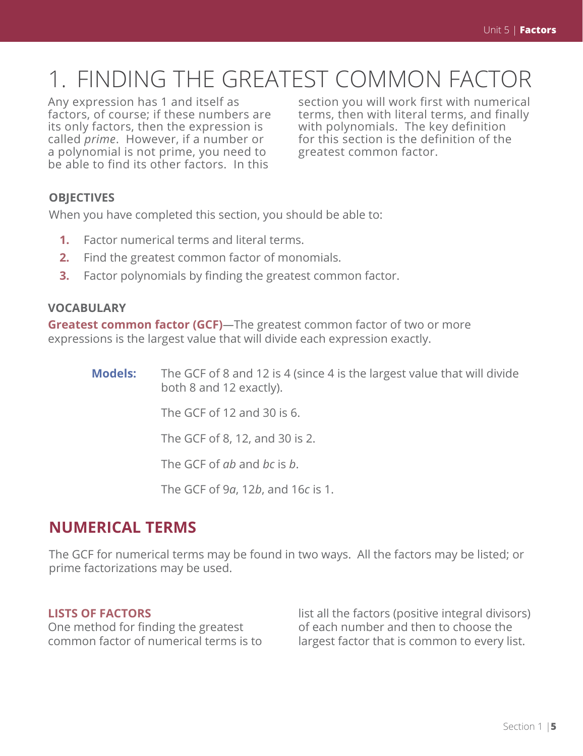# 1. FINDING THE GREATEST COMMON FACTOR

Any expression has 1 and itself as factors, of course; if these numbers are its only factors, then the expression is called *prime*. However, if a number or a polynomial is not prime, you need to be able to find its other factors. In this section you will work first with numerical terms, then with literal terms, and finally with polynomials. The key definition for this section is the definition of the greatest common factor.

### OBJECTIVES

When you have completed this section, you should be able to:

1. Factor numerical terms and literal terms.
2. Find the greatest common factor of monomials.
3. Factor polynomials by finding the greatest common factor.

### VOCABULARY

**Greatest common factor (GCF)**—The greatest common factor of two or more expressions is the largest value that will divide each expression exactly.

**Models:** The GCF of 8 and 12 is 4 (since 4 is the largest value that will divide both 8 and 12 exactly).

The GCF of 12 and 30 is 6.

The GCF of 8, 12, and 30 is 2.

The GCF of $ab$ and $bc$ is $b$.

The GCF of $9a$, $12b$, and $16c$ is 1.

## NUMERICAL TERMS

The GCF for numerical terms may be found in two ways. All the factors may be listed; or prime factorizations may be used.

### LISTS OF FACTORS

One method for finding the greatest common factor of numerical terms is to list all the factors (positive integral divisors) of each number and then to choose the largest factor that is common to every list.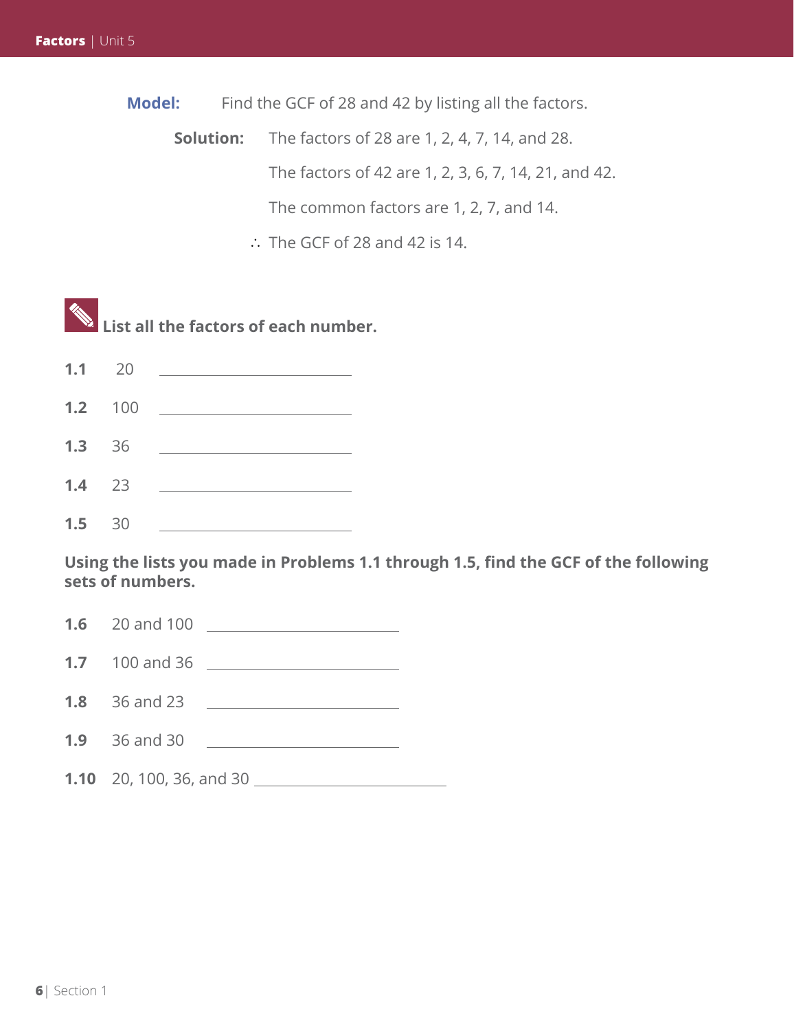**Model:** Find the GCF of 28 and 42 by listing all the factors.

**Solution:** The factors of 28 are 1, 2, 4, 7, 14, and 28.

The factors of 42 are 1, 2, 3, 6, 7, 14, 21, and 42.

The common factors are 1, 2, 7, and 14.

∴ The GCF of 28 and 42 is 14.

**List all the factors of each number.**

**1.1** 20 ______________________

**1.2** 100 ______________________

**1.3** 36 ______________________

**1.4** 23 ______________________

**1.5** 30 ______________________

**Using the lists you made in Problems 1.1 through 1.5, find the GCF of the following sets of numbers.**

**1.6** 20 and 100 ______________________

**1.7** 100 and 36 ______________________

**1.8** 36 and 23 ______________________

**1.9** 36 and 30 ______________________

**1.10** 20, 100, 36, and 30 ______________________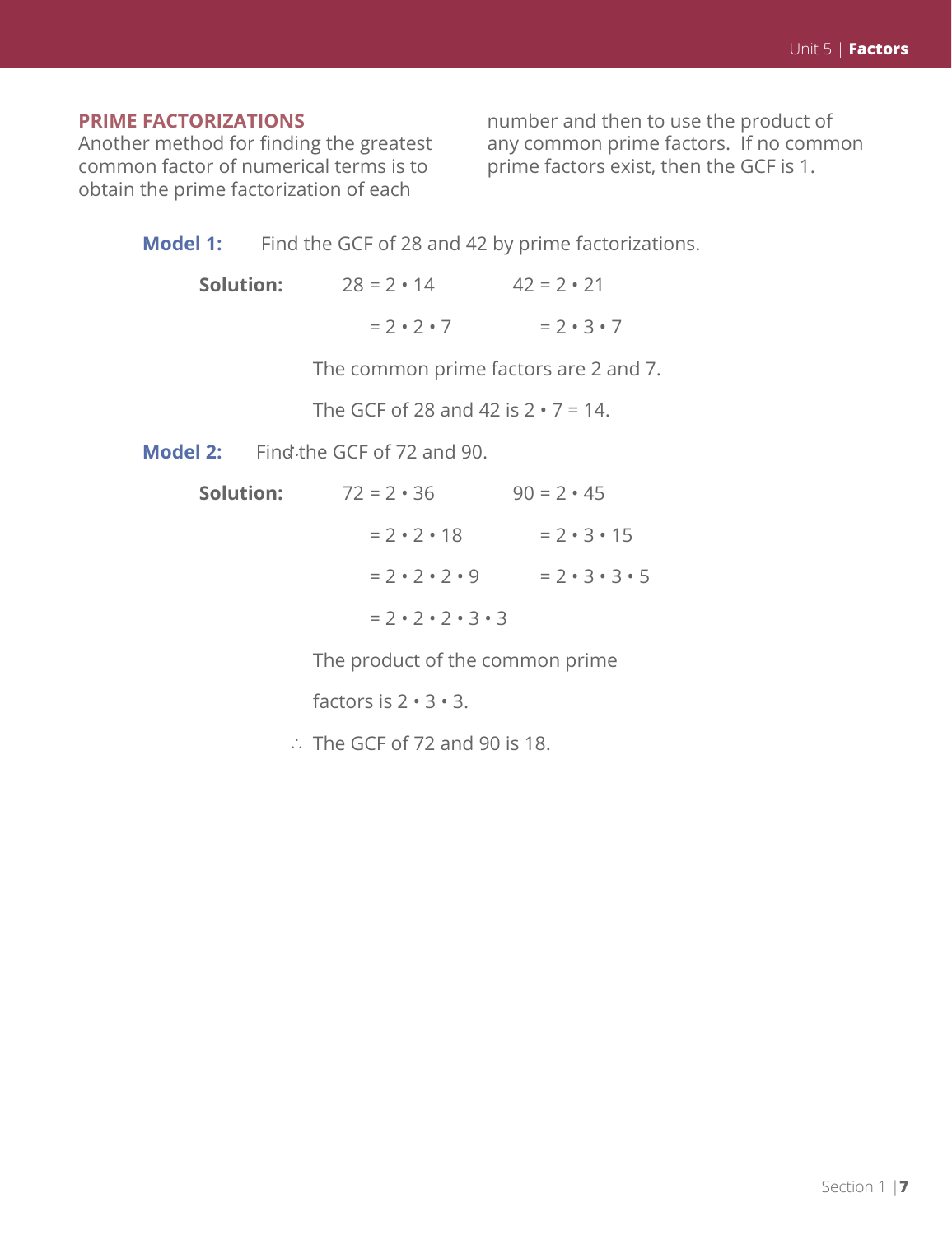## PRIME FACTORIZATIONS

Another method for finding the greatest common factor of numerical terms is to obtain the prime factorization of each number and then to use the product of any common prime factors. If no common prime factors exist, then the GCF is 1.

**Model 1:** Find the GCF of 28 and 42 by prime factorizations.

**Solution:**

$28 = 2 \cdot 14$ $\quad\quad$ $42 = 2 \cdot 21$

$= 2 \cdot 2 \cdot 7$ $\quad\quad$ $= 2 \cdot 3 \cdot 7$

The common prime factors are 2 and 7.

The GCF of 28 and 42 is $2 \cdot 7 = 14$.

**Model 2:** Find the GCF of 72 and 90.

**Solution:**

$72 = 2 \cdot 36$ $\quad\quad$ $90 = 2 \cdot 45$

$= 2 \cdot 2 \cdot 18$ $\quad\quad$ $= 2 \cdot 3 \cdot 15$

$= 2 \cdot 2 \cdot 2 \cdot 9$ $\quad\quad$ $= 2 \cdot 3 \cdot 3 \cdot 5$

$= 2 \cdot 2 \cdot 2 \cdot 3 \cdot 3$

The product of the common prime factors is $2 \cdot 3 \cdot 3$.

$\therefore$ The GCF of 72 and 90 is 18.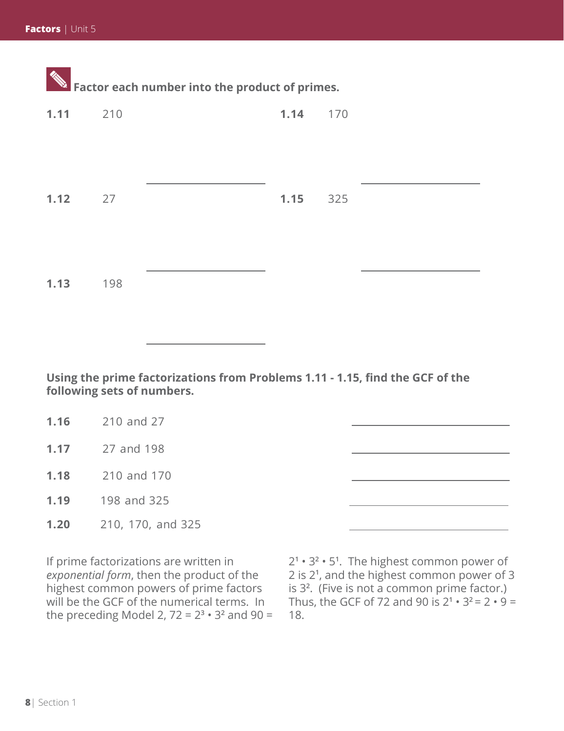**Factor each number into the product of primes.**

**1.11** 210 \_\_\_\_\_\_\_\_\_\_\_\_\_\_\_\_\_\_\_\_

**1.12** 27 \_\_\_\_\_\_\_\_\_\_\_\_\_\_\_\_\_\_\_\_

**1.13** 198 \_\_\_\_\_\_\_\_\_\_\_\_\_\_\_\_\_\_\_\_

**1.14** 170 \_\_\_\_\_\_\_\_\_\_\_\_\_\_\_\_\_\_\_\_

**1.15** 325 \_\_\_\_\_\_\_\_\_\_\_\_\_\_\_\_\_\_\_\_

**Using the prime factorizations from Problems 1.11 - 1.15, find the GCF of the following sets of numbers.**

**1.16** 210 and 27 \_\_\_\_\_\_\_\_\_\_\_\_\_\_\_\_\_\_\_\_

**1.17** 27 and 198 \_\_\_\_\_\_\_\_\_\_\_\_\_\_\_\_\_\_\_\_

**1.18** 210 and 170 \_\_\_\_\_\_\_\_\_\_\_\_\_\_\_\_\_\_\_\_

**1.19** 198 and 325 \_\_\_\_\_\_\_\_\_\_\_\_\_\_\_\_\_\_\_\_

**1.20** 210, 170, and 325 \_\_\_\_\_\_\_\_\_\_\_\_\_\_\_\_\_\_\_\_

If prime factorizations are written in *exponential form*, then the product of the highest common powers of prime factors will be the GCF of the numerical terms. In the preceding Model 2, $72 = 2^3 \cdot 3^2$ and $90 = 2^1 \cdot 3^2 \cdot 5^1$. The highest common power of 2 is $2^1$, and the highest common power of 3 is $3^2$. (Five is not a common prime factor.) Thus, the GCF of 72 and 90 is $2^1 \cdot 3^2 = 2 \cdot 9 = 18$.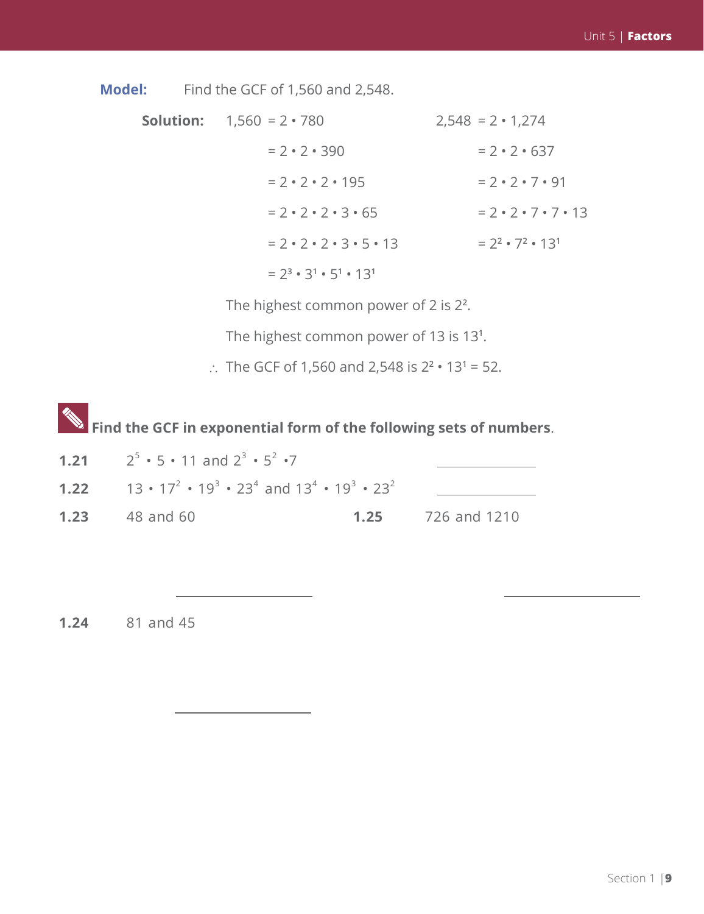**Model:** Find the GCF of 1,560 and 2,548.

**Solution:**

$$\begin{aligned} 1{,}560 &= 2 \cdot 780 \\ &= 2 \cdot 2 \cdot 390 \\ &= 2 \cdot 2 \cdot 2 \cdot 195 \\ &= 2 \cdot 2 \cdot 2 \cdot 3 \cdot 65 \\ &= 2 \cdot 2 \cdot 2 \cdot 3 \cdot 5 \cdot 13 \\ &= 2^3 \cdot 3^1 \cdot 5^1 \cdot 13^1 \end{aligned}$$

$$\begin{aligned} 2{,}548 &= 2 \cdot 1{,}274 \\ &= 2 \cdot 2 \cdot 637 \\ &= 2 \cdot 2 \cdot 7 \cdot 91 \\ &= 2 \cdot 2 \cdot 7 \cdot 7 \cdot 13 \\ &= 2^2 \cdot 7^2 \cdot 13^1 \end{aligned}$$

The highest common power of 2 is $2^2$.

The highest common power of 13 is $13^1$.

$\therefore$ The GCF of 1,560 and 2,548 is $2^2 \cdot 13^1 = 52$.

**Find the GCF in exponential form of the following sets of numbers**.

**1.21** $2^5 \cdot 5 \cdot 11$ and $2^3 \cdot 5^2 \cdot 7$ \_\_\_\_\_\_\_\_\_\_\_\_

**1.22** $13 \cdot 17^2 \cdot 19^3 \cdot 23^4$ and $13^4 \cdot 19^3 \cdot 23^2$ \_\_\_\_\_\_\_\_\_\_\_\_

**1.23** 48 and 60

\_\_\_\_\_\_\_\_\_\_\_\_

**1.24** 81 and 45

\_\_\_\_\_\_\_\_\_\_\_\_

**1.25** 726 and 1210

\_\_\_\_\_\_\_\_\_\_\_\_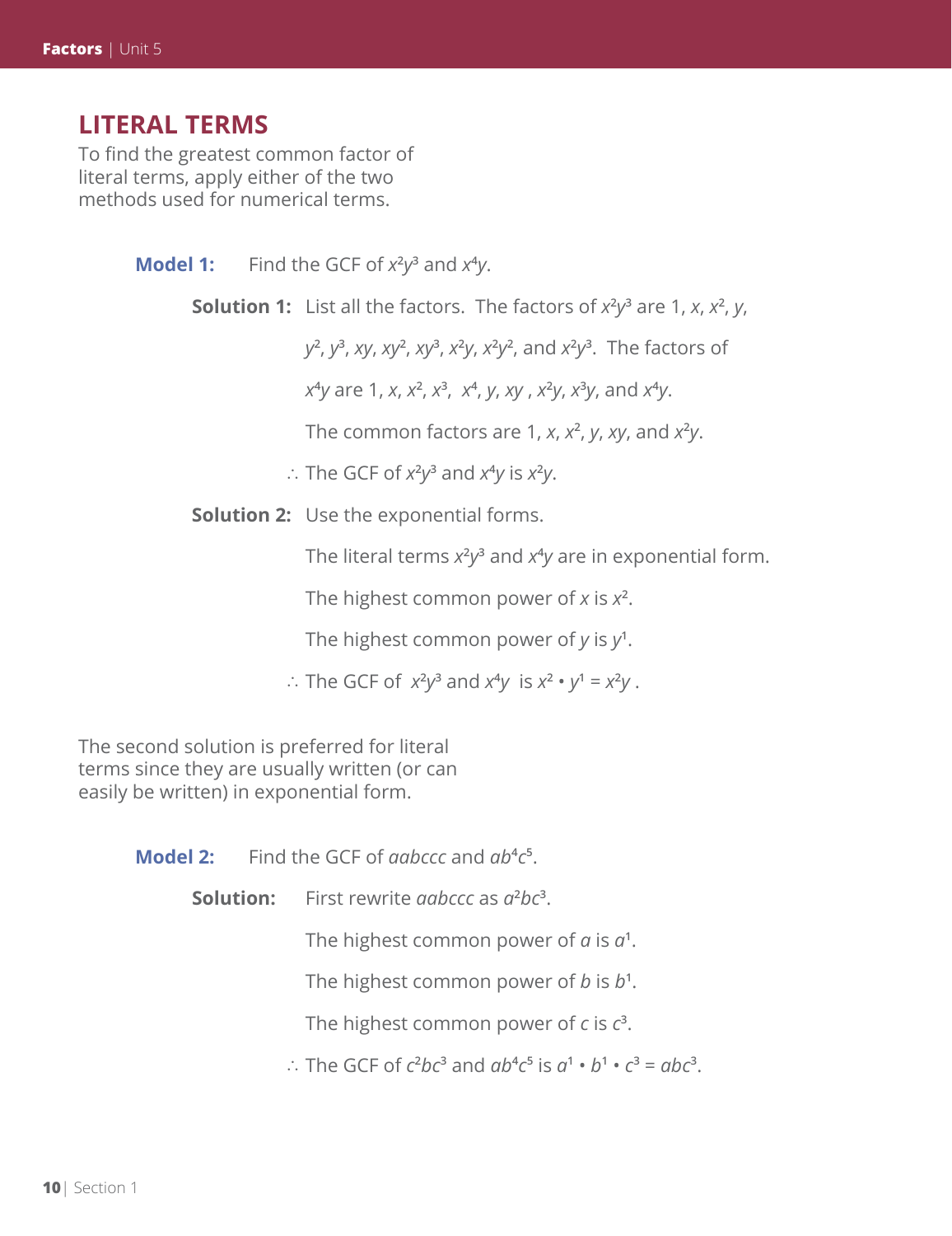## LITERAL TERMS

To find the greatest common factor of literal terms, apply either of the two methods used for numerical terms.

**Model 1:** Find the GCF of $x^2y^3$ and $x^4y$.

**Solution 1:** List all the factors. The factors of $x^2y^3$ are 1, $x$, $x^2$, $y$, $y^2$, $y^3$, $xy$, $xy^2$, $xy^3$, $x^2y$, $x^2y^2$, and $x^2y^3$. The factors of $x^4y$ are 1, $x$, $x^2$, $x^3$, $x^4$, $y$, $xy$ , $x^2y$, $x^3y$, and $x^4y$.

The common factors are 1, $x$, $x^2$, $y$, $xy$, and $x^2y$.

$\therefore$ The GCF of $x^2y^3$ and $x^4y$ is $x^2y$.

**Solution 2:** Use the exponential forms.

The literal terms $x^2y^3$ and $x^4y$ are in exponential form.

The highest common power of $x$ is $x^2$.

The highest common power of $y$ is $y^1$.

$\therefore$ The GCF of $x^2y^3$ and $x^4y$ is $x^2 \cdot y^1 = x^2y$ .

The second solution is preferred for literal terms since they are usually written (or can easily be written) in exponential form.

**Model 2:** Find the GCF of $aabccc$ and $ab^4c^5$.

**Solution:** First rewrite $aabccc$ as $a^2bc^3$.

The highest common power of $a$ is $a^1$.

The highest common power of $b$ is $b^1$.

The highest common power of $c$ is $c^3$.

$\therefore$ The GCF of $c^2bc^3$ and $ab^4c^5$ is $a^1 \cdot b^1 \cdot c^3 = abc^3$.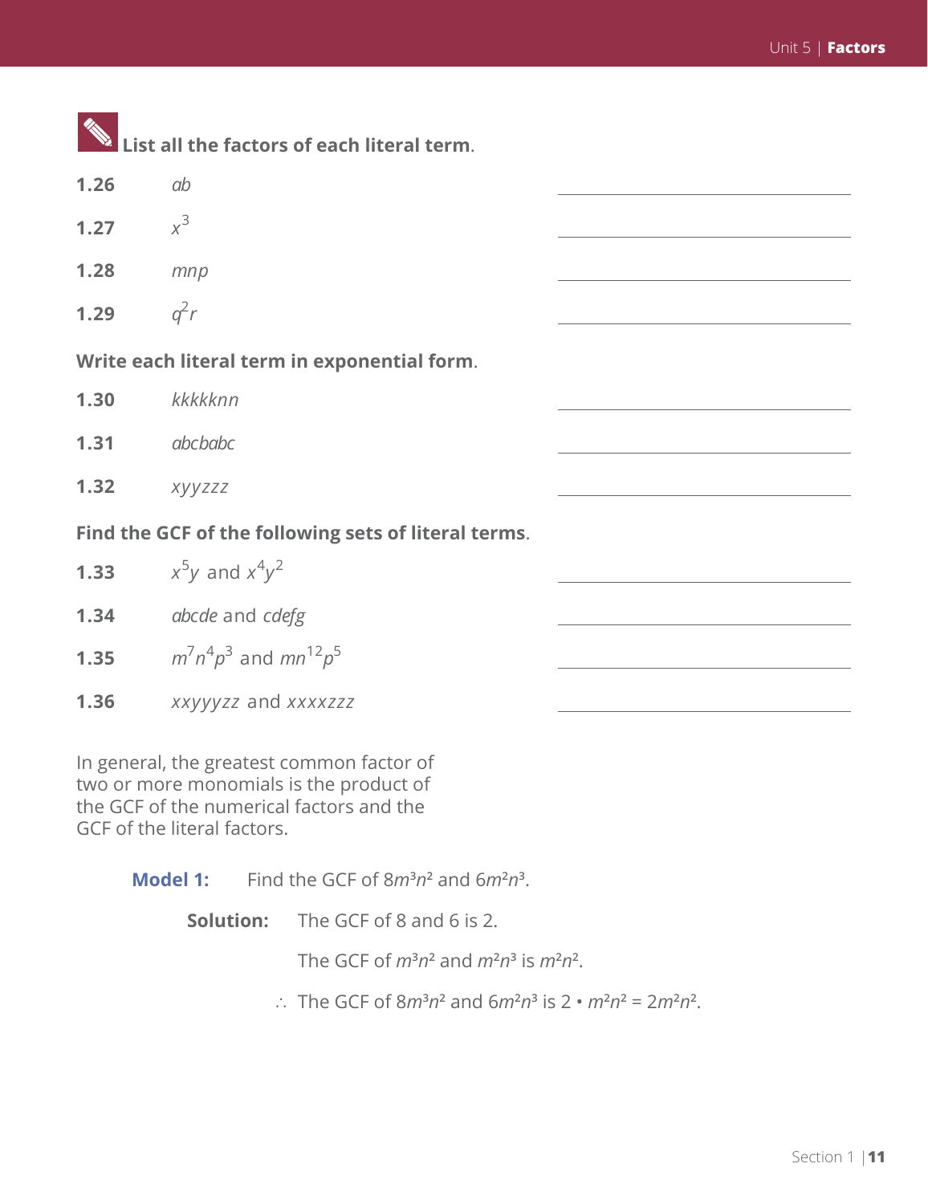**List all the factors of each literal term.**

1.26 $ab$ \_\_\_\_\_\_\_\_\_\_\_\_\_\_\_\_\_\_\_\_

1.27 $x^3$ \_\_\_\_\_\_\_\_\_\_\_\_\_\_\_\_\_\_\_\_

1.28 $mnp$ \_\_\_\_\_\_\_\_\_\_\_\_\_\_\_\_\_\_\_\_

1.29 $q^2r$ \_\_\_\_\_\_\_\_\_\_\_\_\_\_\_\_\_\_\_\_

**Write each literal term in exponential form.**

1.30 $kkkkknn$ \_\_\_\_\_\_\_\_\_\_\_\_\_\_\_\_\_\_\_\_

1.31 $abcbabc$ \_\_\_\_\_\_\_\_\_\_\_\_\_\_\_\_\_\_\_\_

1.32 $xyyzzz$ \_\_\_\_\_\_\_\_\_\_\_\_\_\_\_\_\_\_\_\_

**Find the GCF of the following sets of literal terms.**

1.33 $x^5y$ and $x^4y^2$ \_\_\_\_\_\_\_\_\_\_\_\_\_\_\_\_\_\_\_\_

1.34 $abcde$ and $cdefg$ \_\_\_\_\_\_\_\_\_\_\_\_\_\_\_\_\_\_\_\_

1.35 $m^7n^4p^3$ and $mn^{12}p^5$ \_\_\_\_\_\_\_\_\_\_\_\_\_\_\_\_\_\_\_\_

1.36 $xxyyyzz$ and $xxxxzzz$ \_\_\_\_\_\_\_\_\_\_\_\_\_\_\_\_\_\_\_\_

In general, the greatest common factor of two or more monomials is the product of the GCF of the numerical factors and the GCF of the literal factors.

**Model 1:** Find the GCF of $8m^3n^2$ and $6m^2n^3$.

**Solution:** The GCF of 8 and 6 is 2.

The GCF of $m^3n^2$ and $m^2n^3$ is $m^2n^2$.

$\therefore$ The GCF of $8m^3n^2$ and $6m^2n^3$ is $2 \cdot m^2n^2 = 2m^2n^2$.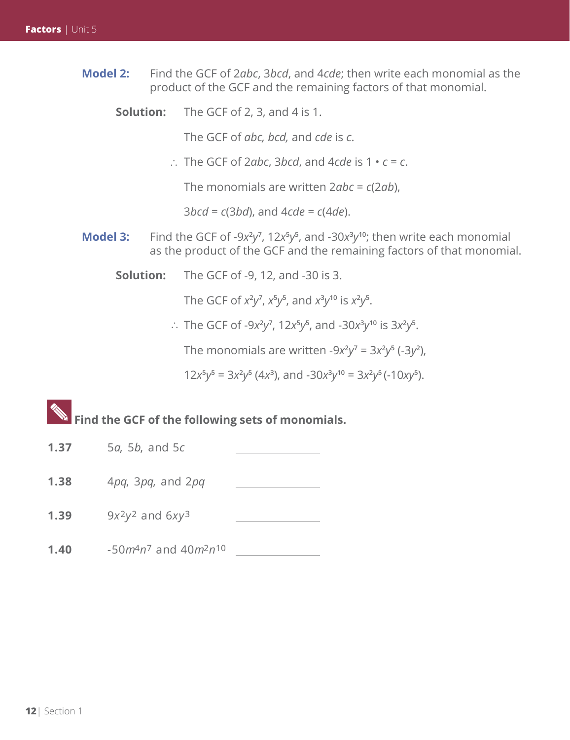**Model 2:** Find the GCF of $2abc$, $3bcd$, and $4cde$; then write each monomial as the product of the GCF and the remaining factors of that monomial.

**Solution:** The GCF of 2, 3, and 4 is 1.

The GCF of $abc$, $bcd$, and $cde$ is $c$.

$\therefore$ The GCF of $2abc$, $3bcd$, and $4cde$ is $1 \cdot c = c$.

The monomials are written $2abc = c(2ab)$,

$3bcd = c(3bd)$, and $4cde = c(4de)$.

**Model 3:** Find the GCF of $-9x^2y^7$, $12x^5y^5$, and $-30x^3y^{10}$; then write each monomial as the product of the GCF and the remaining factors of that monomial.

**Solution:** The GCF of -9, 12, and -30 is 3.

The GCF of $x^2y^7$, $x^5y^5$, and $x^3y^{10}$ is $x^2y^5$.

$\therefore$ The GCF of $-9x^2y^7$, $12x^5y^5$, and $-30x^3y^{10}$ is $3x^2y^5$.

The monomials are written $-9x^2y^7 = 3x^2y^5(-3y^2)$,

$12x^5y^5 = 3x^2y^5(4x^3)$, and $-30x^3y^{10} = 3x^2y^5(-10xy^5)$.

**Find the GCF of the following sets of monomials.**

**1.37** $5a$, $5b$, and $5c$ ______________

**1.38** $4pq$, $3pq$, and $2pq$ ______________

**1.39** $9x^2y^2$ and $6xy^3$ ______________

**1.40** $-50m^4n^7$ and $40m^2n^{10}$ ______________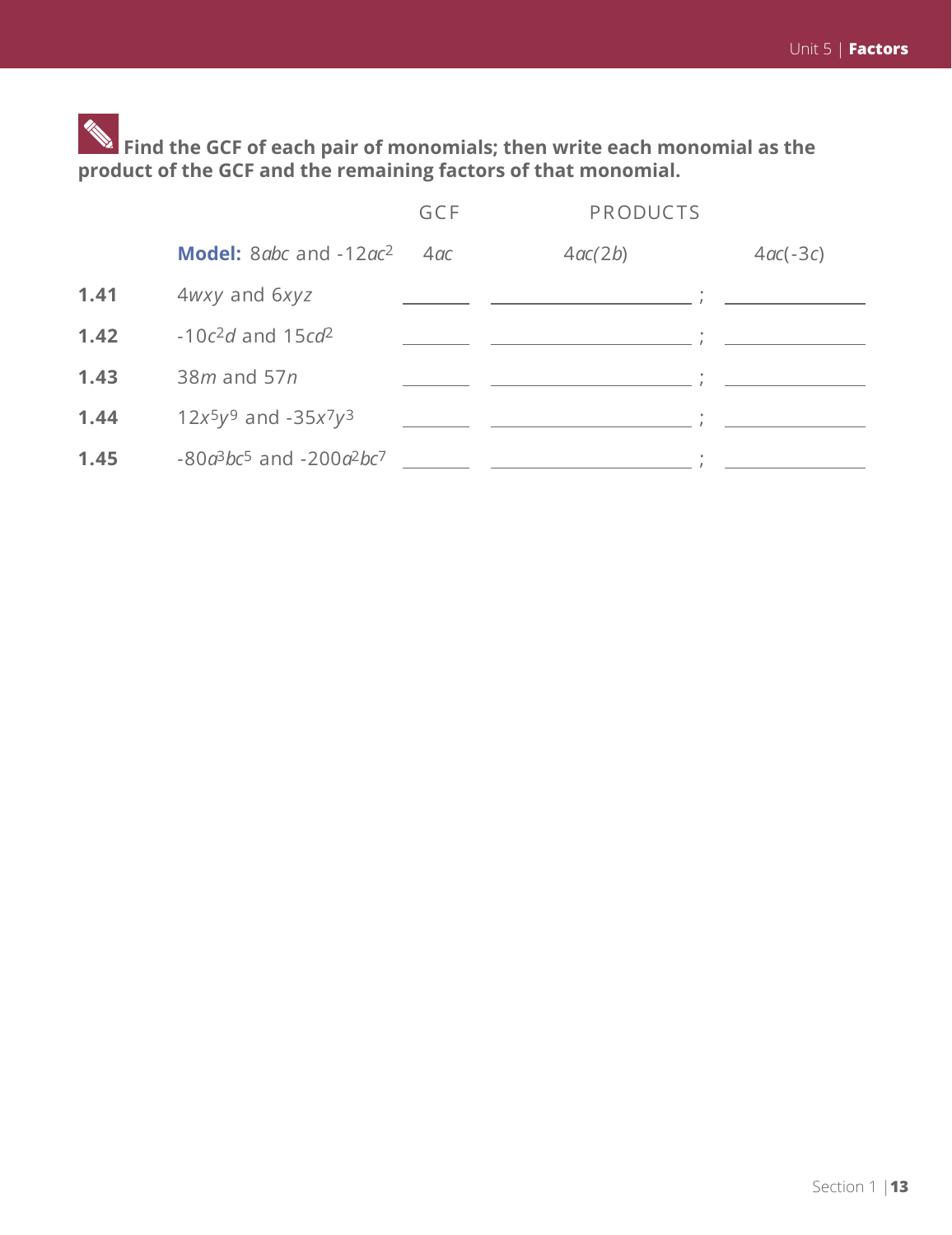**Find the GCF of each pair of monomials; then write each monomial as the product of the GCF and the remaining factors of that monomial.**

| | | GCF | PRODUCTS | |
|---|---|---|---|---|
| | **Model:** $8abc$ and $-12ac^2$ | $4ac$ | $4ac(2b)$ | $4ac(-3c)$ |
| **1.41** | $4wxy$ and $6xyz$ | ______ | ______________ ; | ______________ |
| **1.42** | $-10c^2d$ and $15cd^2$ | ______ | ______________ ; | ______________ |
| **1.43** | $38m$ and $57n$ | ______ | ______________ ; | ______________ |
| **1.44** | $12x^5y^9$ and $-35x^7y^3$ | ______ | ______________ ; | ______________ |
| **1.45** | $-80a^3bc^5$ and $-200a^2bc^7$ | ______ | ______________ ; | ______________ |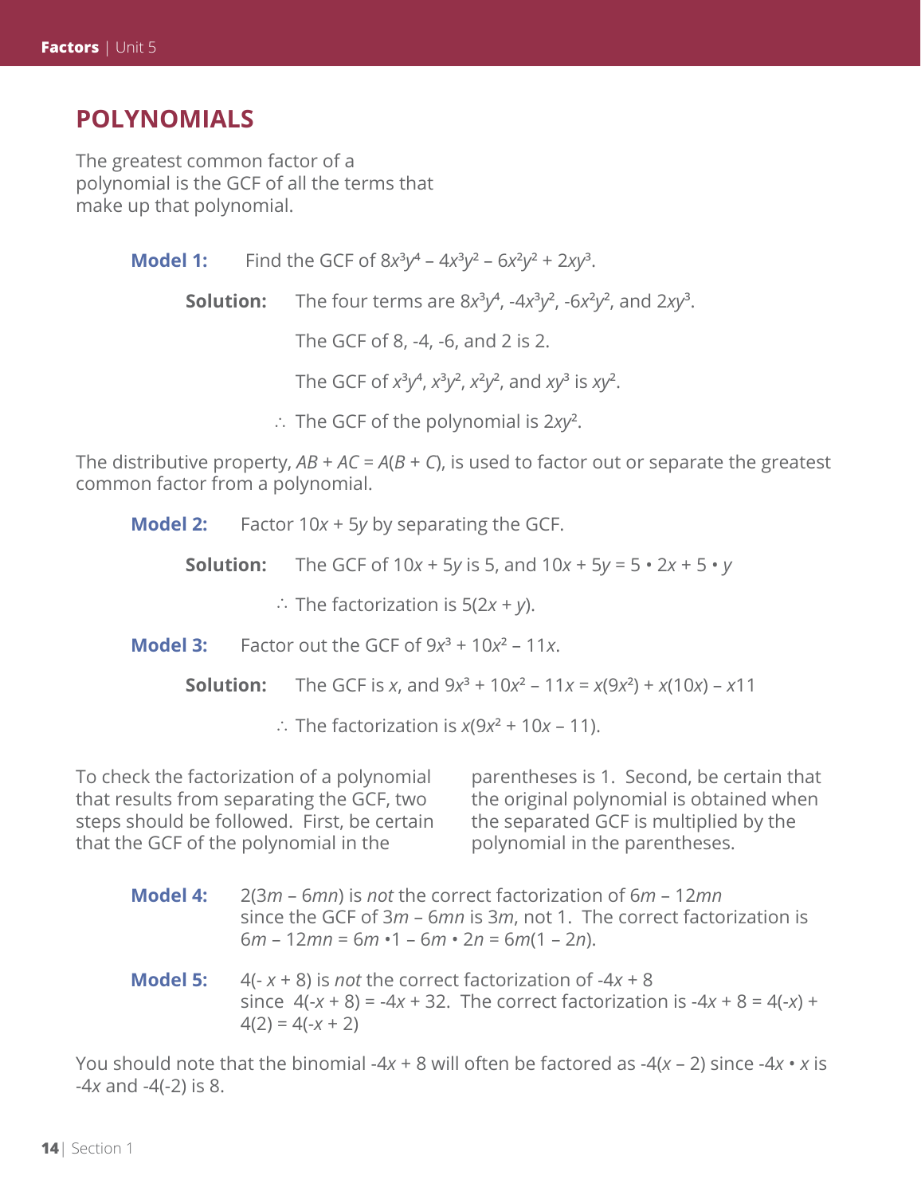## POLYNOMIALS

The greatest common factor of a polynomial is the GCF of all the terms that make up that polynomial.

**Model 1:** Find the GCF of $8x^3y^4 - 4x^3y^2 - 6x^2y^2 + 2xy^3$.

**Solution:** The four terms are $8x^3y^4$, $-4x^3y^2$, $-6x^2y^2$, and $2xy^3$.

The GCF of 8, -4, -6, and 2 is 2.

The GCF of $x^3y^4$, $x^3y^2$, $x^2y^2$, and $xy^3$ is $xy^2$.

$\therefore$ The GCF of the polynomial is $2xy^2$.

The distributive property, $AB + AC = A(B + C)$, is used to factor out or separate the greatest common factor from a polynomial.

**Model 2:** Factor $10x + 5y$ by separating the GCF.

**Solution:** The GCF of $10x + 5y$ is 5, and $10x + 5y = 5 \cdot 2x + 5 \cdot y$

$\therefore$ The factorization is $5(2x + y)$.

**Model 3:** Factor out the GCF of $9x^3 + 10x^2 - 11x$.

**Solution:** The GCF is $x$, and $9x^3 + 10x^2 - 11x = x(9x^2) + x(10x) - x11$

$\therefore$ The factorization is $x(9x^2 + 10x - 11)$.

To check the factorization of a polynomial that results from separating the GCF, two steps should be followed. First, be certain that the GCF of the polynomial in the parentheses is 1. Second, be certain that the original polynomial is obtained when the separated GCF is multiplied by the polynomial in the parentheses.

**Model 4:** $2(3m - 6mn)$ is *not* the correct factorization of $6m - 12mn$ since the GCF of $3m - 6mn$ is $3m$, not 1. The correct factorization is $6m - 12mn = 6m \cdot 1 - 6m \cdot 2n = 6m(1 - 2n)$.

**Model 5:** $4(-x + 8)$ is *not* the correct factorization of $-4x + 8$ since $4(-x + 8) = -4x + 32$. The correct factorization is $-4x + 8 = 4(-x) + 4(2) = 4(-x + 2)$

You should note that the binomial $-4x + 8$ will often be factored as $-4(x - 2)$ since $-4x \cdot x$ is $-4x$ and $-4(-2)$ is 8.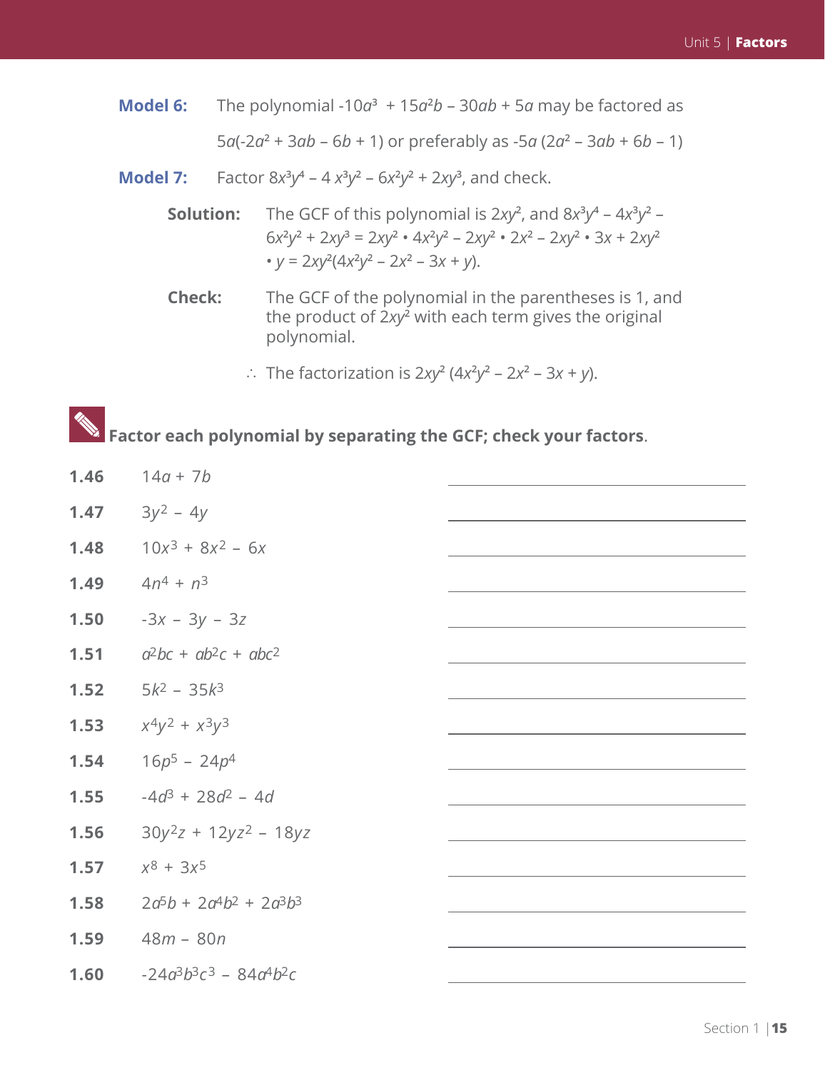**Model 6:** The polynomial $-10a^3 + 15a^2b - 30ab + 5a$ may be factored as $5a(-2a^2 + 3ab - 6b + 1)$ or preferably as $-5a(2a^2 - 3ab + 6b - 1)$

**Model 7:** Factor $8x^3y^4 - 4x^3y^2 - 6x^2y^2 + 2xy^3$, and check.

**Solution:** The GCF of this polynomial is $2xy^2$, and $8x^3y^4 - 4x^3y^2 - 6x^2y^2 + 2xy^3 = 2xy^2 \cdot 4x^2y^2 - 2xy^2 \cdot 2x^2 - 2xy^2 \cdot 3x + 2xy^2 \cdot y = 2xy^2(4x^2y^2 - 2x^2 - 3x + y)$.

**Check:** The GCF of the polynomial in the parentheses is 1, and the product of $2xy^2$ with each term gives the original polynomial.

$\therefore$ The factorization is $2xy^2(4x^2y^2 - 2x^2 - 3x + y)$.

**Factor each polynomial by separating the GCF; check your factors.**

**1.46** $14a + 7b$ \_\_\_\_\_\_\_\_\_\_\_\_\_\_\_\_\_\_\_\_

**1.47** $3y^2 - 4y$ \_\_\_\_\_\_\_\_\_\_\_\_\_\_\_\_\_\_\_\_

**1.48** $10x^3 + 8x^2 - 6x$ \_\_\_\_\_\_\_\_\_\_\_\_\_\_\_\_\_\_\_\_

**1.49** $4n^4 + n^3$ \_\_\_\_\_\_\_\_\_\_\_\_\_\_\_\_\_\_\_\_

**1.50** $-3x - 3y - 3z$ \_\_\_\_\_\_\_\_\_\_\_\_\_\_\_\_\_\_\_\_

**1.51** $a^2bc + ab^2c + abc^2$ \_\_\_\_\_\_\_\_\_\_\_\_\_\_\_\_\_\_\_\_

**1.52** $5k^2 - 35k^3$ \_\_\_\_\_\_\_\_\_\_\_\_\_\_\_\_\_\_\_\_

**1.53** $x^4y^2 + x^3y^3$ \_\_\_\_\_\_\_\_\_\_\_\_\_\_\_\_\_\_\_\_

**1.54** $16p^5 - 24p^4$ \_\_\_\_\_\_\_\_\_\_\_\_\_\_\_\_\_\_\_\_

**1.55** $-4d^3 + 28d^2 - 4d$ \_\_\_\_\_\_\_\_\_\_\_\_\_\_\_\_\_\_\_\_

**1.56** $30y^2z + 12yz^2 - 18yz$ \_\_\_\_\_\_\_\_\_\_\_\_\_\_\_\_\_\_\_\_

**1.57** $x^8 + 3x^5$ \_\_\_\_\_\_\_\_\_\_\_\_\_\_\_\_\_\_\_\_

**1.58** $2a^5b + 2a^4b^2 + 2a^3b^3$ \_\_\_\_\_\_\_\_\_\_\_\_\_\_\_\_\_\_\_\_

**1.59** $48m - 80n$ \_\_\_\_\_\_\_\_\_\_\_\_\_\_\_\_\_\_\_\_

**1.60** $-24a^3b^3c^3 - 84a^4b^2c$ \_\_\_\_\_\_\_\_\_\_\_\_\_\_\_\_\_\_\_\_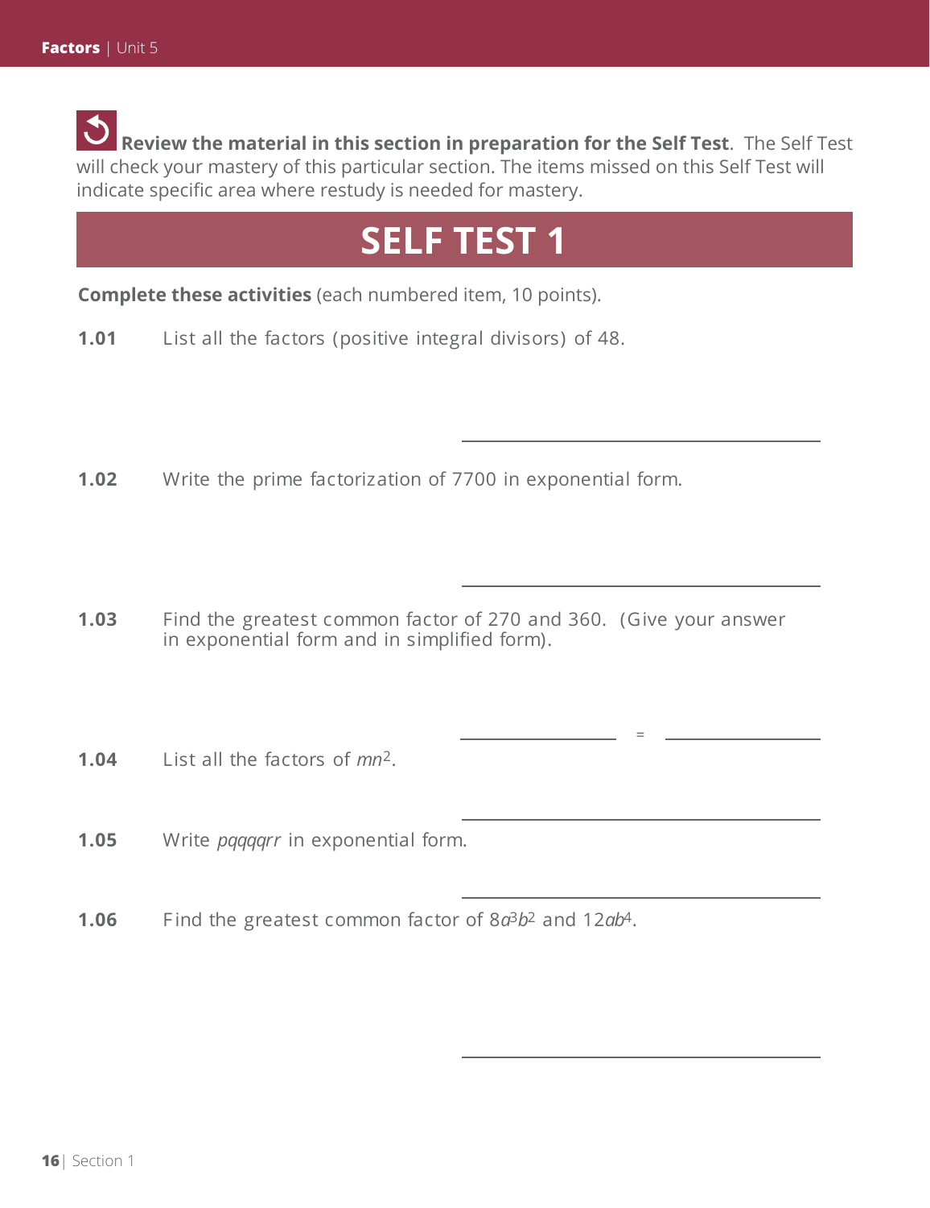**Review the material in this section in preparation for the Self Test**. The Self Test will check your mastery of this particular section. The items missed on this Self Test will indicate specific area where restudy is needed for mastery.

# SELF TEST 1

**Complete these activities** (each numbered item, 10 points).

**1.01** List all the factors (positive integral divisors) of 48.

______________________________

**1.02** Write the prime factorization of 7700 in exponential form.

______________________________

**1.03** Find the greatest common factor of 270 and 360. (Give your answer in exponential form and in simplified form).

______________ = ______________

**1.04** List all the factors of $mn^2$.

______________________________

**1.05** Write *pqqqqrr* in exponential form.

______________________________

**1.06** Find the greatest common factor of $8a^3b^2$ and $12ab^4$.

______________________________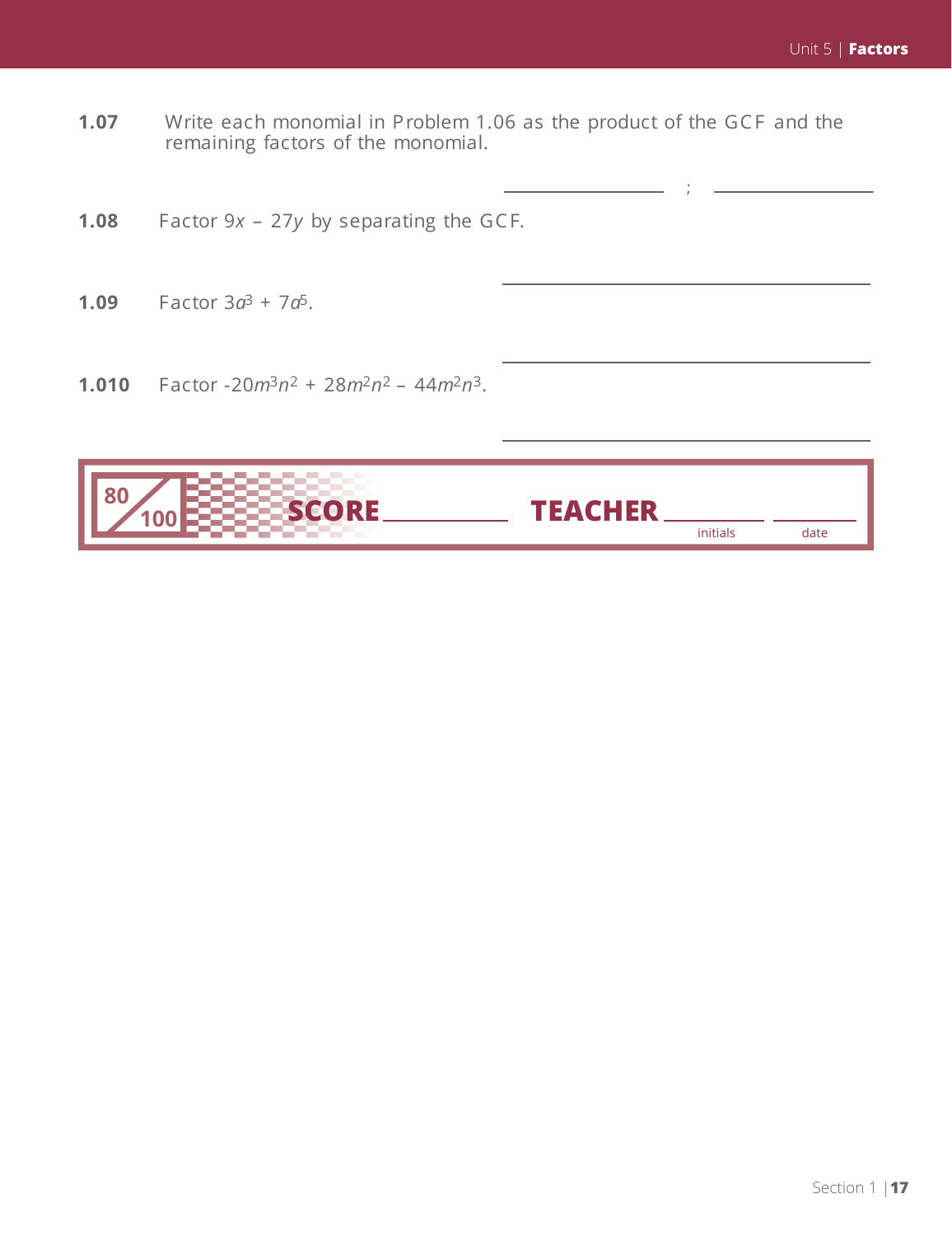**1.07** Write each monomial in Problem 1.06 as the product of the GCF and the remaining factors of the monomial.

_______________ ; _______________

**1.08** Factor $9x - 27y$ by separating the GCF.

_______________

**1.09** Factor $3a^3 + 7a^5$.

_______________

**1.010** Factor $-20m^3n^2 + 28m^2n^2 - 44m^2n^3$.

_______________

80/100 **SCORE** _______________ **TEACHER** _______________ _______________

initials date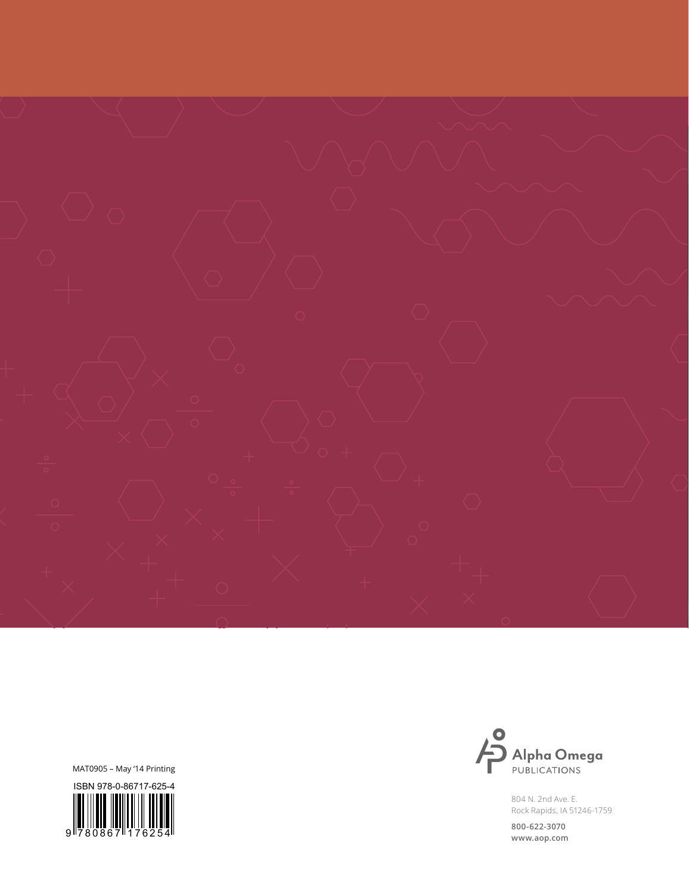MAT0905 – May '14 Printing

ISBN 978-0-86717-625-4

9 780867 176254

Alpha Omega
PUBLICATIONS

804 N. 2nd Ave. E.
Rock Rapids, IA 51246-1759

**800-622-3070**
**www.aop.com**